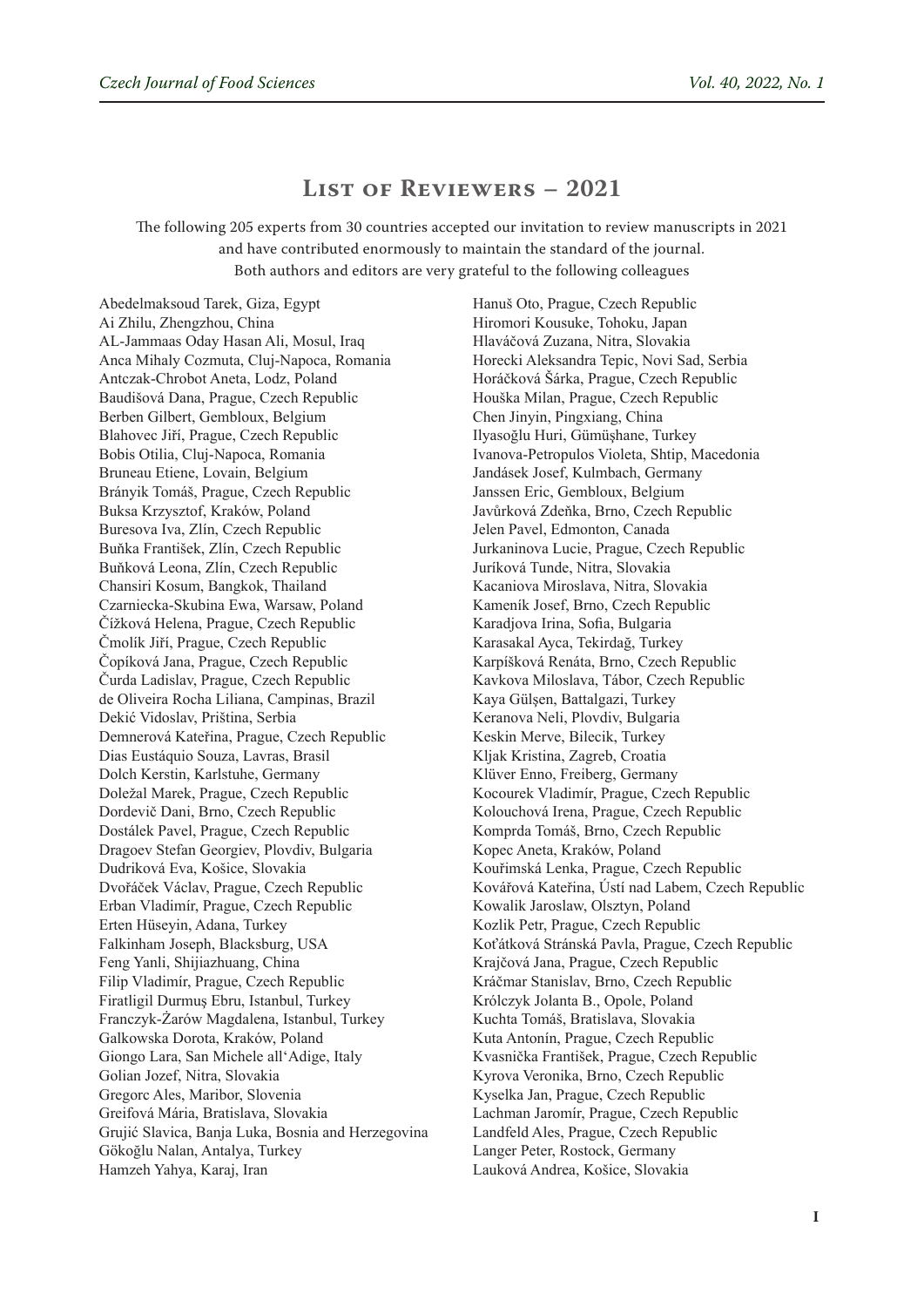# List of Reviewers – 2021

The following 205 experts from 30 countries accepted our invitation to review manuscripts in 2021 and have contributed enormously to maintain the standard of the journal.
Both authors and editors are very grateful to the following colleagues

Abedelmaksoud Tarek, Giza, Egypt
Ai Zhilu, Zhengzhou, China
AL-Jammaas Oday Hasan Ali, Mosul, Iraq
Anca Mihaly Cozmuta, Cluj-Napoca, Romania
Antczak-Chrobot Aneta, Lodz, Poland
Baudišová Dana, Prague, Czech Republic
Berben Gilbert, Gembloux, Belgium
Blahovec Jiří, Prague, Czech Republic
Bobis Otilia, Cluj-Napoca, Romania
Bruneau Etiene, Lovain, Belgium
Brányik Tomáš, Prague, Czech Republic
Buksa Krzysztof, Kraków, Poland
Buresova Iva, Zlín, Czech Republic
Buňka František, Zlín, Czech Republic
Buňková Leona, Zlín, Czech Republic
Chansiri Kosum, Bangkok, Thailand
Czarniecka-Skubina Ewa, Warsaw, Poland
Čížková Helena, Prague, Czech Republic
Čmolík Jiří, Prague, Czech Republic
Čopíková Jana, Prague, Czech Republic
Čurda Ladislav, Prague, Czech Republic
de Oliveira Rocha Liliana, Campinas, Brazil
Dekić Vidoslav, Priština, Serbia
Demnerová Kateřina, Prague, Czech Republic
Dias Eustáquio Souza, Lavras, Brasil
Dolch Kerstin, Karlstuhe, Germany
Doležal Marek, Prague, Czech Republic
Dordevič Dani, Brno, Czech Republic
Dostálek Pavel, Prague, Czech Republic
Dragoev Stefan Georgiev, Plovdiv, Bulgaria
Dudriková Eva, Košice, Slovakia
Dvořáček Václav, Prague, Czech Republic
Erban Vladimír, Prague, Czech Republic
Erten Hüseyin, Adana, Turkey
Falkinham Joseph, Blacksburg, USA
Feng Yanli, Shijiazhuang, China
Filip Vladimír, Prague, Czech Republic
Firatligil Durmuş Ebru, Istanbul, Turkey
Franczyk-Żarów Magdalena, Istanbul, Turkey
Galkowska Dorota, Kraków, Poland
Giongo Lara, San Michele all'Adige, Italy
Golian Jozef, Nitra, Slovakia
Gregorc Ales, Maribor, Slovenia
Greifová Mária, Bratislava, Slovakia
Grujić Slavica, Banja Luka, Bosnia and Herzegovina
Gökoğlu Nalan, Antalya, Turkey
Hamzeh Yahya, Karaj, Iran
Hanuš Oto, Prague, Czech Republic
Hiromori Kousuke, Tohoku, Japan
Hlaváčová Zuzana, Nitra, Slovakia
Horecki Aleksandra Tepic, Novi Sad, Serbia
Horáčková Šárka, Prague, Czech Republic
Houška Milan, Prague, Czech Republic
Chen Jinyin, Pingxiang, China
Ilyasoğlu Huri, Gümüşhane, Turkey
Ivanova-Petropulos Violeta, Shtip, Macedonia
Jandásek Josef, Kulmbach, Germany
Janssen Eric, Gembloux, Belgium
Javůrková Zdeňka, Brno, Czech Republic
Jelen Pavel, Edmonton, Canada
Jurkaninova Lucie, Prague, Czech Republic
Juríková Tunde, Nitra, Slovakia
Kacaniova Miroslava, Nitra, Slovakia
Kameník Josef, Brno, Czech Republic
Karadjova Irina, Sofia, Bulgaria
Karasakal Ayca, Tekirdağ, Turkey
Karpíšková Renáta, Brno, Czech Republic
Kavkova Miloslava, Tábor, Czech Republic
Kaya Gülşen, Battalgazi, Turkey
Keranova Neli, Plovdiv, Bulgaria
Keskin Merve, Bilecik, Turkey
Kljak Kristina, Zagreb, Croatia
Klüver Enno, Freiberg, Germany
Kocourek Vladimír, Prague, Czech Republic
Kolouchová Irena, Prague, Czech Republic
Komprda Tomáš, Brno, Czech Republic
Kopec Aneta, Kraków, Poland
Kouřimská Lenka, Prague, Czech Republic
Kovářová Kateřina, Ústí nad Labem, Czech Republic
Kowalik Jaroslaw, Olsztyn, Poland
Kozlik Petr, Prague, Czech Republic
Koťátková Stránská Pavla, Prague, Czech Republic
Krajčová Jana, Prague, Czech Republic
Kráčmar Stanislav, Brno, Czech Republic
Królczyk Jolanta B., Opole, Poland
Kuchta Tomáš, Bratislava, Slovakia
Kuta Antonín, Prague, Czech Republic
Kvasnička František, Prague, Czech Republic
Kyrova Veronika, Brno, Czech Republic
Kyselka Jan, Prague, Czech Republic
Lachman Jaromír, Prague, Czech Republic
Landfeld Ales, Prague, Czech Republic
Langer Peter, Rostock, Germany
Lauková Andrea, Košice, Slovakia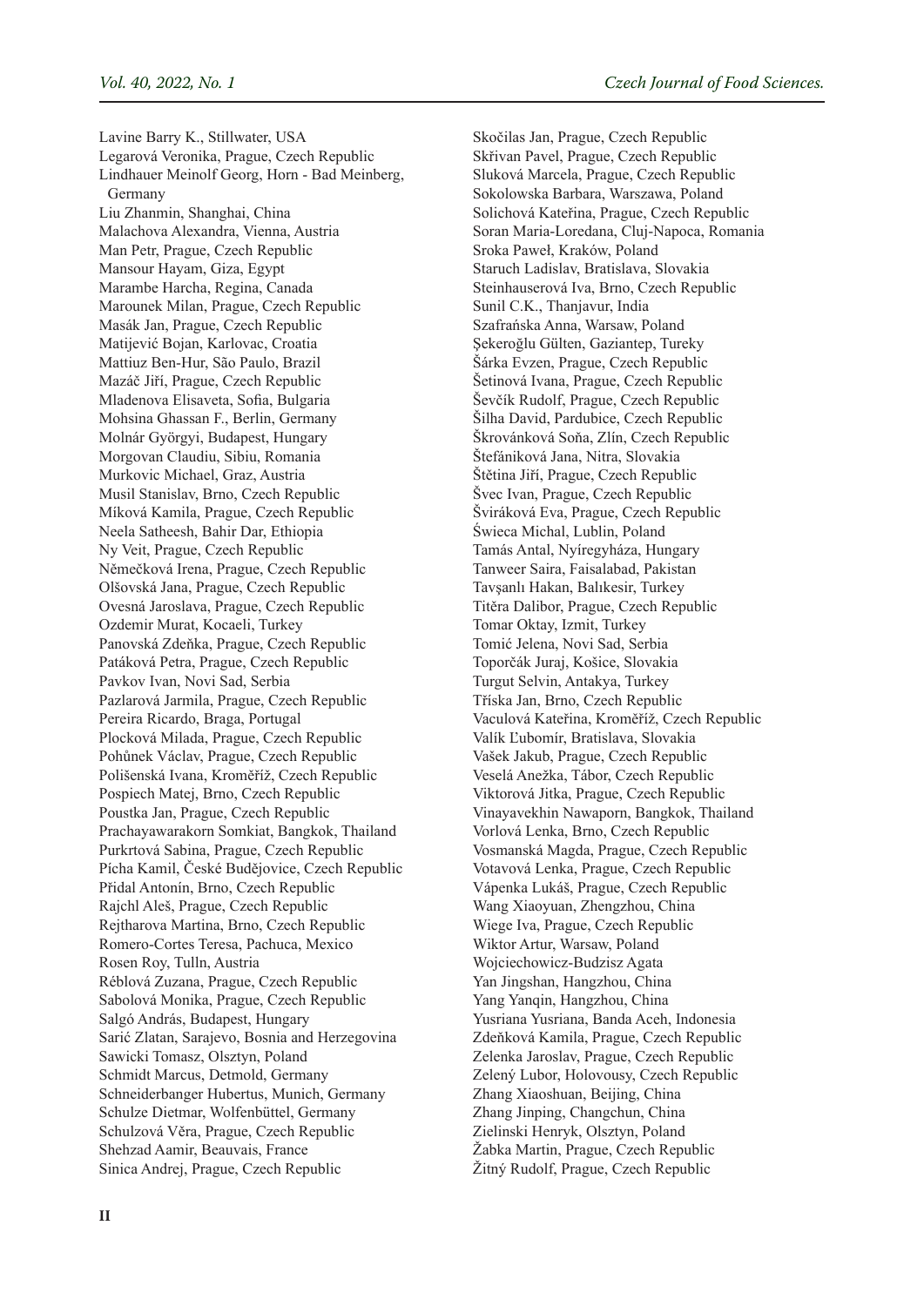Lavine Barry K., Stillwater, USA
Legarová Veronika, Prague, Czech Republic
Lindhauer Meinolf Georg, Horn - Bad Meinberg, Germany
Liu Zhanmin, Shanghai, China
Malachova Alexandra, Vienna, Austria
Man Petr, Prague, Czech Republic
Mansour Hayam, Giza, Egypt
Marambe Harcha, Regina, Canada
Marounek Milan, Prague, Czech Republic
Masák Jan, Prague, Czech Republic
Matijević Bojan, Karlovac, Croatia
Mattiuz Ben-Hur, São Paulo, Brazil
Mazáč Jiří, Prague, Czech Republic
Mladenova Elisaveta, Sofia, Bulgaria
Mohsina Ghassan F., Berlin, Germany
Molnár Györgyi, Budapest, Hungary
Morgovan Claudiu, Sibiu, Romania
Murkovic Michael, Graz, Austria
Musil Stanislav, Brno, Czech Republic
Míková Kamila, Prague, Czech Republic
Neela Satheesh, Bahir Dar, Ethiopia
Ny Veit, Prague, Czech Republic
Němečková Irena, Prague, Czech Republic
Olšovská Jana, Prague, Czech Republic
Ovesná Jaroslava, Prague, Czech Republic
Ozdemir Murat, Kocaeli, Turkey
Panovská Zdeňka, Prague, Czech Republic
Patáková Petra, Prague, Czech Republic
Pavkov Ivan, Novi Sad, Serbia
Pazlarová Jarmila, Prague, Czech Republic
Pereira Ricardo, Braga, Portugal
Plocková Milada, Prague, Czech Republic
Pohůnek Václav, Prague, Czech Republic
Polišenská Ivana, Kroměříž, Czech Republic
Pospiech Matej, Brno, Czech Republic
Poustka Jan, Prague, Czech Republic
Prachayawarakorn Somkiat, Bangkok, Thailand
Purkrtová Sabina, Prague, Czech Republic
Pícha Kamil, České Budějovice, Czech Republic
Přidal Antonín, Brno, Czech Republic
Rajchl Aleš, Prague, Czech Republic
Rejtharova Martina, Brno, Czech Republic
Romero-Cortes Teresa, Pachuca, Mexico
Rosen Roy, Tulln, Austria
Réblová Zuzana, Prague, Czech Republic
Sabolová Monika, Prague, Czech Republic
Salgó András, Budapest, Hungary
Sarić Zlatan, Sarajevo, Bosnia and Herzegovina
Sawicki Tomasz, Olsztyn, Poland
Schmidt Marcus, Detmold, Germany
Schneiderbanger Hubertus, Munich, Germany
Schulze Dietmar, Wolfenbüttel, Germany
Schulzová Věra, Prague, Czech Republic
Shehzad Aamir, Beauvais, France
Sinica Andrej, Prague, Czech Republic
Skočilas Jan, Prague, Czech Republic
Skřivan Pavel, Prague, Czech Republic
Sluková Marcela, Prague, Czech Republic
Sokolowska Barbara, Warszawa, Poland
Solichová Kateřina, Prague, Czech Republic
Soran Maria-Loredana, Cluj-Napoca, Romania
Sroka Paweł, Kraków, Poland
Staruch Ladislav, Bratislava, Slovakia
Steinhauserová Iva, Brno, Czech Republic
Sunil C.K., Thanjavur, India
Szafrańska Anna, Warsaw, Poland
Şekeroğlu Gülten, Gaziantep, Tureky
Šárka Evzen, Prague, Czech Republic
Šetinová Ivana, Prague, Czech Republic
Ševčík Rudolf, Prague, Czech Republic
Šilha David, Pardubice, Czech Republic
Škrovánková Soňa, Zlín, Czech Republic
Štefániková Jana, Nitra, Slovakia
Štětina Jiří, Prague, Czech Republic
Švec Ivan, Prague, Czech Republic
Šviráková Eva, Prague, Czech Republic
Świeca Michal, Lublin, Poland
Tamás Antal, Nyíregyháza, Hungary
Tanweer Saira, Faisalabad, Pakistan
Tavşanlı Hakan, Balıkesir, Turkey
Titěra Dalibor, Prague, Czech Republic
Tomar Oktay, Izmit, Turkey
Tomić Jelena, Novi Sad, Serbia
Toporčák Juraj, Košice, Slovakia
Turgut Selvin, Antakya, Turkey
Tříska Jan, Brno, Czech Republic
Vaculová Kateřina, Kroměříž, Czech Republic
Valík Ľubomír, Bratislava, Slovakia
Vašek Jakub, Prague, Czech Republic
Veselá Anežka, Tábor, Czech Republic
Viktorová Jitka, Prague, Czech Republic
Vinayavekhin Nawaporn, Bangkok, Thailand
Vorlová Lenka, Brno, Czech Republic
Vosmanská Magda, Prague, Czech Republic
Votavová Lenka, Prague, Czech Republic
Vápenka Lukáš, Prague, Czech Republic
Wang Xiaoyuan, Zhengzhou, China
Wiege Iva, Prague, Czech Republic
Wiktor Artur, Warsaw, Poland
Wojciechowicz-Budzisz Agata
Yan Jingshan, Hangzhou, China
Yang Yanqin, Hangzhou, China
Yusriana Yusriana, Banda Aceh, Indonesia
Zdeňková Kamila, Prague, Czech Republic
Zelenka Jaroslav, Prague, Czech Republic
Zelený Lubor, Holovousy, Czech Republic
Zhang Xiaoshuan, Beijing, China
Zhang Jinping, Changchun, China
Zielinski Henryk, Olsztyn, Poland
Žabka Martin, Prague, Czech Republic
Žitný Rudolf, Prague, Czech Republic